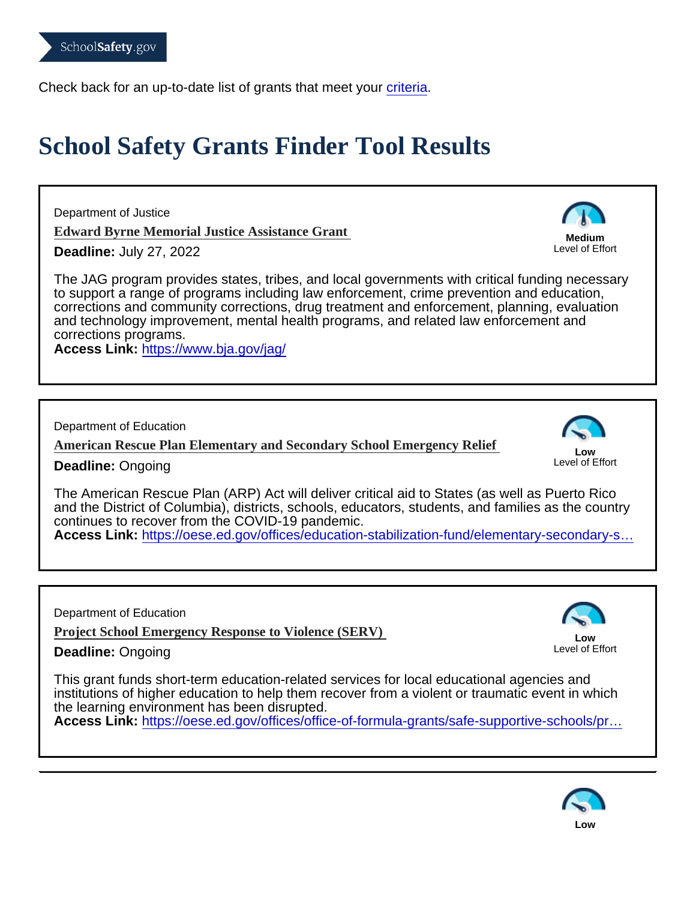SchoolSafety.gov

Check back for an up-to-date list of grants that meet your criteria.

# School Safety Grants Finder Tool Results

Department of Justice

**Edward Byrne Memorial Justice Assistance Grant**

**Deadline:** July 27, 2022

**Medium** Level of Effort

The JAG program provides states, tribes, and local governments with critical funding necessary to support a range of programs including law enforcement, crime prevention and education, corrections and community corrections, drug treatment and enforcement, planning, evaluation and technology improvement, mental health programs, and related law enforcement and corrections programs.

**Access Link:** https://www.bja.gov/jag/

---

Department of Education

**American Rescue Plan Elementary and Secondary School Emergency Relief**

**Deadline:** Ongoing

**Low** Level of Effort

The American Rescue Plan (ARP) Act will deliver critical aid to States (as well as Puerto Rico and the District of Columbia), districts, schools, educators, students, and families as the country continues to recover from the COVID-19 pandemic.

**Access Link:** https://oese.ed.gov/offices/education-stabilization-fund/elementary-secondary-s…

---

Department of Education

**Project School Emergency Response to Violence (SERV)**

**Deadline:** Ongoing

**Low** Level of Effort

This grant funds short-term education-related services for local educational agencies and institutions of higher education to help them recover from a violent or traumatic event in which the learning environment has been disrupted.

**Access Link:** https://oese.ed.gov/offices/office-of-formula-grants/safe-supportive-schools/pr…

---

**Low**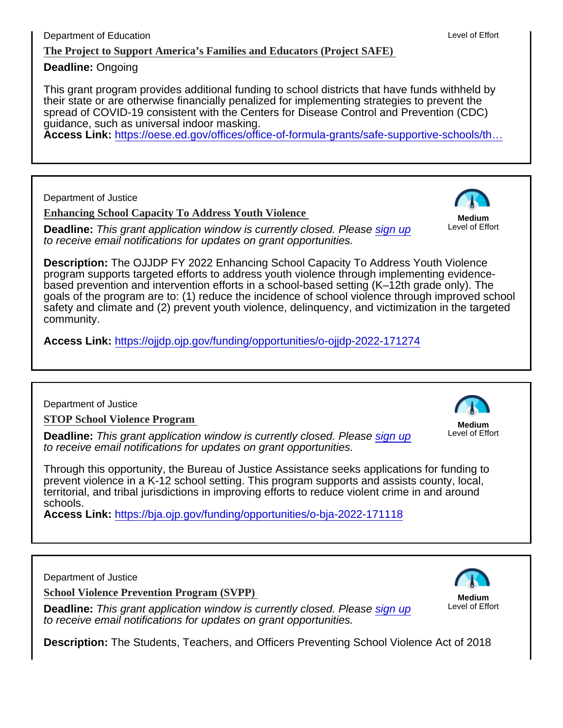Department of Education

Level of Effort

**The Project to Support America's Families and Educators (Project SAFE)**

**Deadline:** Ongoing

This grant program provides additional funding to school districts that have funds withheld by their state or are otherwise financially penalized for implementing strategies to prevent the spread of COVID-19 consistent with the Centers for Disease Control and Prevention (CDC) guidance, such as universal indoor masking.

**Access Link:** https://oese.ed.gov/offices/office-of-formula-grants/safe-supportive-schools/th…

---

Department of Justice

**Enhancing School Capacity To Address Youth Violence**

**Medium** Level of Effort

**Deadline:** *This grant application window is currently closed. Please sign up to receive email notifications for updates on grant opportunities.*

**Description:** The OJJDP FY 2022 Enhancing School Capacity To Address Youth Violence program supports targeted efforts to address youth violence through implementing evidence-based prevention and intervention efforts in a school-based setting (K–12th grade only). The goals of the program are to: (1) reduce the incidence of school violence through improved school safety and climate and (2) prevent youth violence, delinquency, and victimization in the targeted community.

**Access Link:** https://ojjdp.ojp.gov/funding/opportunities/o-ojjdp-2022-171274

---

Department of Justice

**STOP School Violence Program**

**Medium** Level of Effort

**Deadline:** *This grant application window is currently closed. Please sign up to receive email notifications for updates on grant opportunities.*

Through this opportunity, the Bureau of Justice Assistance seeks applications for funding to prevent violence in a K-12 school setting. This program supports and assists county, local, territorial, and tribal jurisdictions in improving efforts to reduce violent crime in and around schools.

**Access Link:** https://bja.ojp.gov/funding/opportunities/o-bja-2022-171118

---

Department of Justice

**School Violence Prevention Program (SVPP)**

**Medium** Level of Effort

**Deadline:** *This grant application window is currently closed. Please sign up to receive email notifications for updates on grant opportunities.*

**Description:** The Students, Teachers, and Officers Preventing School Violence Act of 2018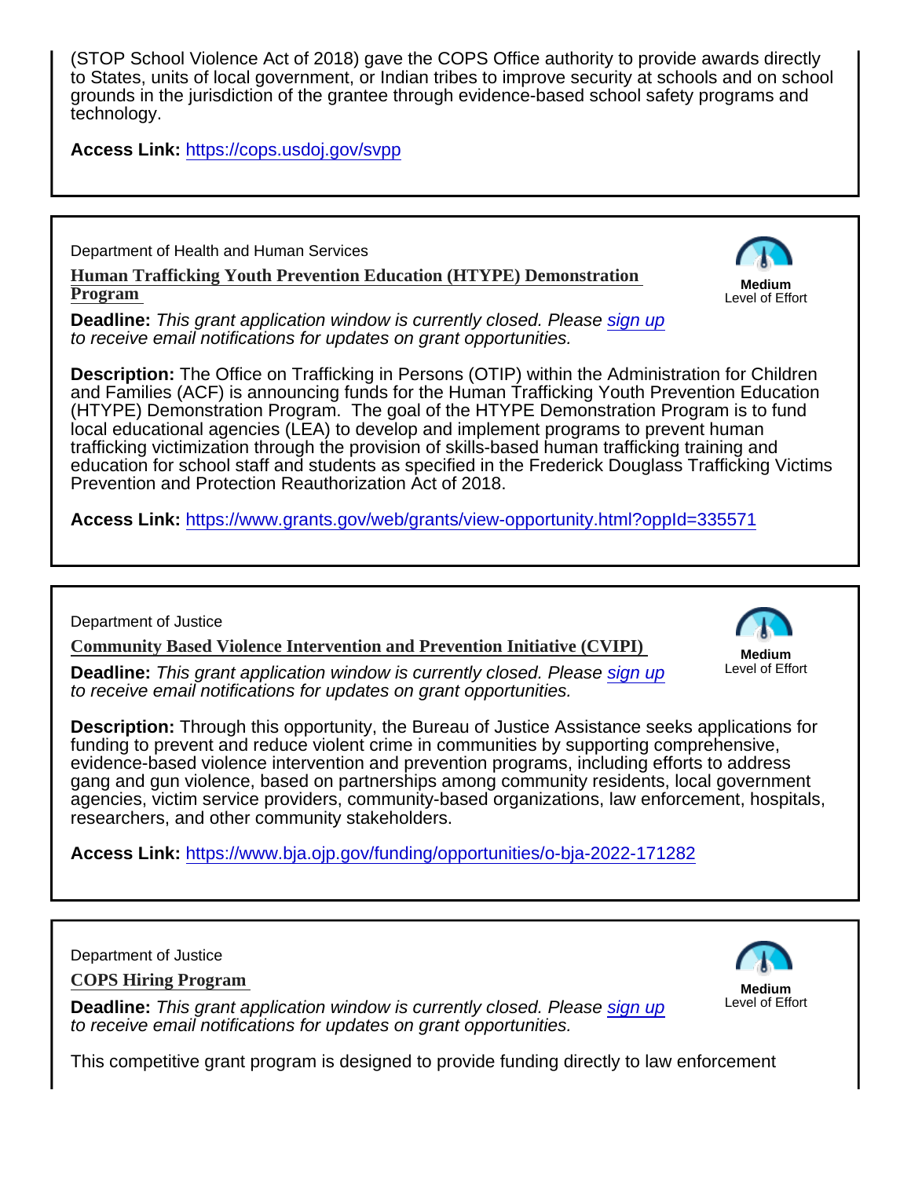(STOP School Violence Act of 2018) gave the COPS Office authority to provide awards directly to States, units of local government, or Indian tribes to improve security at schools and on school grounds in the jurisdiction of the grantee through evidence-based school safety programs and technology.

**Access Link:** https://cops.usdoj.gov/svpp

---

Department of Health and Human Services

### Human Trafficking Youth Prevention Education (HTYPE) Demonstration Program

**Medium** Level of Effort

**Deadline:** *This grant application window is currently closed. Please sign up to receive email notifications for updates on grant opportunities.*

**Description:** The Office on Trafficking in Persons (OTIP) within the Administration for Children and Families (ACF) is announcing funds for the Human Trafficking Youth Prevention Education (HTYPE) Demonstration Program. The goal of the HTYPE Demonstration Program is to fund local educational agencies (LEA) to develop and implement programs to prevent human trafficking victimization through the provision of skills-based human trafficking training and education for school staff and students as specified in the Frederick Douglass Trafficking Victims Prevention and Protection Reauthorization Act of 2018.

**Access Link:** https://www.grants.gov/web/grants/view-opportunity.html?oppId=335571

---

Department of Justice

### Community Based Violence Intervention and Prevention Initiative (CVIPI)

**Medium** Level of Effort

**Deadline:** *This grant application window is currently closed. Please sign up to receive email notifications for updates on grant opportunities.*

**Description:** Through this opportunity, the Bureau of Justice Assistance seeks applications for funding to prevent and reduce violent crime in communities by supporting comprehensive, evidence-based violence intervention and prevention programs, including efforts to address gang and gun violence, based on partnerships among community residents, local government agencies, victim service providers, community-based organizations, law enforcement, hospitals, researchers, and other community stakeholders.

**Access Link:** https://www.bja.ojp.gov/funding/opportunities/o-bja-2022-171282

---

Department of Justice

### COPS Hiring Program

**Medium** Level of Effort

**Deadline:** *This grant application window is currently closed. Please sign up to receive email notifications for updates on grant opportunities.*

This competitive grant program is designed to provide funding directly to law enforcement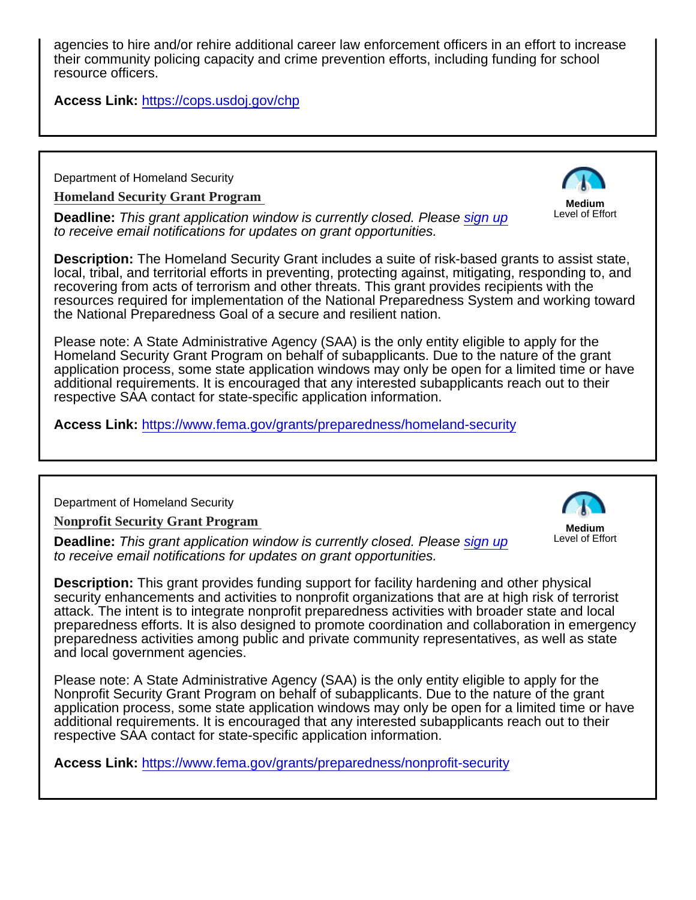agencies to hire and/or rehire additional career law enforcement officers in an effort to increase their community policing capacity and crime prevention efforts, including funding for school resource officers.

**Access Link:** https://cops.usdoj.gov/chp

---

Department of Homeland Security

### Homeland Security Grant Program

**Medium** Level of Effort

**Deadline:** *This grant application window is currently closed. Please sign up to receive email notifications for updates on grant opportunities.*

**Description:** The Homeland Security Grant includes a suite of risk-based grants to assist state, local, tribal, and territorial efforts in preventing, protecting against, mitigating, responding to, and recovering from acts of terrorism and other threats. This grant provides recipients with the resources required for implementation of the National Preparedness System and working toward the National Preparedness Goal of a secure and resilient nation.

Please note: A State Administrative Agency (SAA) is the only entity eligible to apply for the Homeland Security Grant Program on behalf of subapplicants. Due to the nature of the grant application process, some state application windows may only be open for a limited time or have additional requirements. It is encouraged that any interested subapplicants reach out to their respective SAA contact for state-specific application information.

**Access Link:** https://www.fema.gov/grants/preparedness/homeland-security

---

Department of Homeland Security

### Nonprofit Security Grant Program

**Medium** Level of Effort

**Deadline:** *This grant application window is currently closed. Please sign up to receive email notifications for updates on grant opportunities.*

**Description:** This grant provides funding support for facility hardening and other physical security enhancements and activities to nonprofit organizations that are at high risk of terrorist attack. The intent is to integrate nonprofit preparedness activities with broader state and local preparedness efforts. It is also designed to promote coordination and collaboration in emergency preparedness activities among public and private community representatives, as well as state and local government agencies.

Please note: A State Administrative Agency (SAA) is the only entity eligible to apply for the Nonprofit Security Grant Program on behalf of subapplicants. Due to the nature of the grant application process, some state application windows may only be open for a limited time or have additional requirements. It is encouraged that any interested subapplicants reach out to their respective SAA contact for state-specific application information.

**Access Link:** https://www.fema.gov/grants/preparedness/nonprofit-security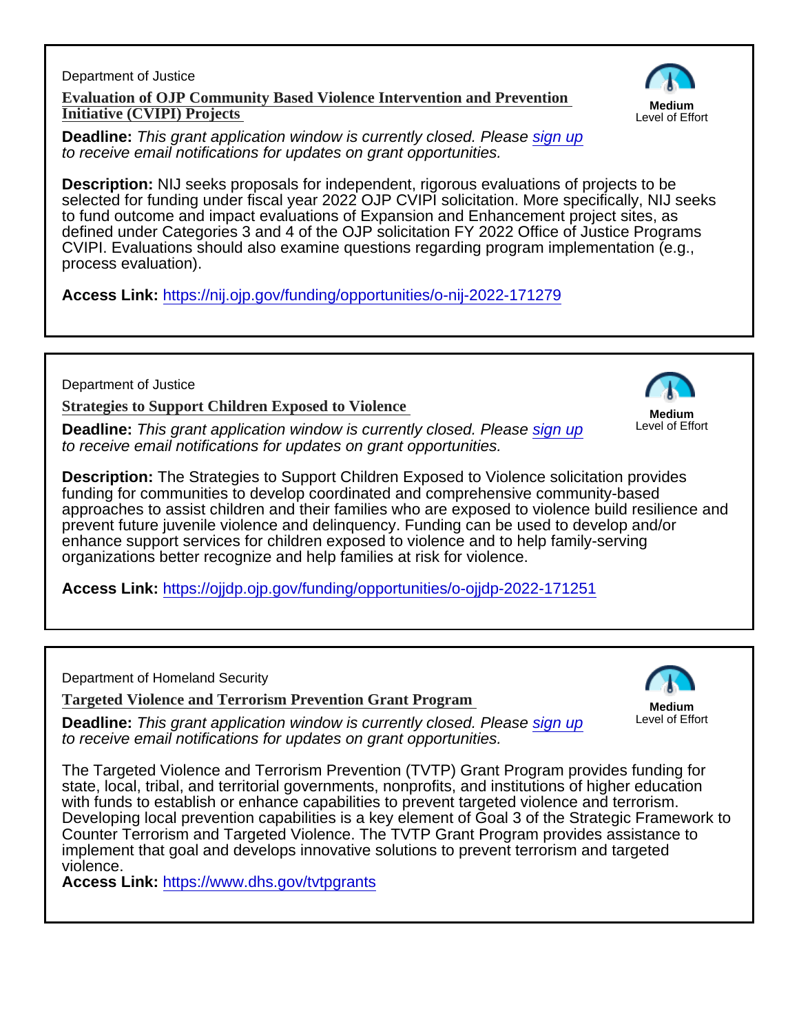Department of Justice

### Evaluation of OJP Community Based Violence Intervention and Prevention Initiative (CVIPI) Projects

**Medium**
Level of Effort

**Deadline:** *This grant application window is currently closed. Please sign up to receive email notifications for updates on grant opportunities.*

**Description:** NIJ seeks proposals for independent, rigorous evaluations of projects to be selected for funding under fiscal year 2022 OJP CVIPI solicitation. More specifically, NIJ seeks to fund outcome and impact evaluations of Expansion and Enhancement project sites, as defined under Categories 3 and 4 of the OJP solicitation FY 2022 Office of Justice Programs CVIPI. Evaluations should also examine questions regarding program implementation (e.g., process evaluation).

**Access Link:** https://nij.ojp.gov/funding/opportunities/o-nij-2022-171279

---

Department of Justice

### Strategies to Support Children Exposed to Violence

**Medium**
Level of Effort

**Deadline:** *This grant application window is currently closed. Please sign up to receive email notifications for updates on grant opportunities.*

**Description:** The Strategies to Support Children Exposed to Violence solicitation provides funding for communities to develop coordinated and comprehensive community-based approaches to assist children and their families who are exposed to violence build resilience and prevent future juvenile violence and delinquency. Funding can be used to develop and/or enhance support services for children exposed to violence and to help family-serving organizations better recognize and help families at risk for violence.

**Access Link:** https://ojjdp.ojp.gov/funding/opportunities/o-ojjdp-2022-171251

---

Department of Homeland Security

### Targeted Violence and Terrorism Prevention Grant Program

**Medium**
Level of Effort

**Deadline:** *This grant application window is currently closed. Please sign up to receive email notifications for updates on grant opportunities.*

The Targeted Violence and Terrorism Prevention (TVTP) Grant Program provides funding for state, local, tribal, and territorial governments, nonprofits, and institutions of higher education with funds to establish or enhance capabilities to prevent targeted violence and terrorism. Developing local prevention capabilities is a key element of Goal 3 of the Strategic Framework to Counter Terrorism and Targeted Violence. The TVTP Grant Program provides assistance to implement that goal and develops innovative solutions to prevent terrorism and targeted violence.

**Access Link:** https://www.dhs.gov/tvtpgrants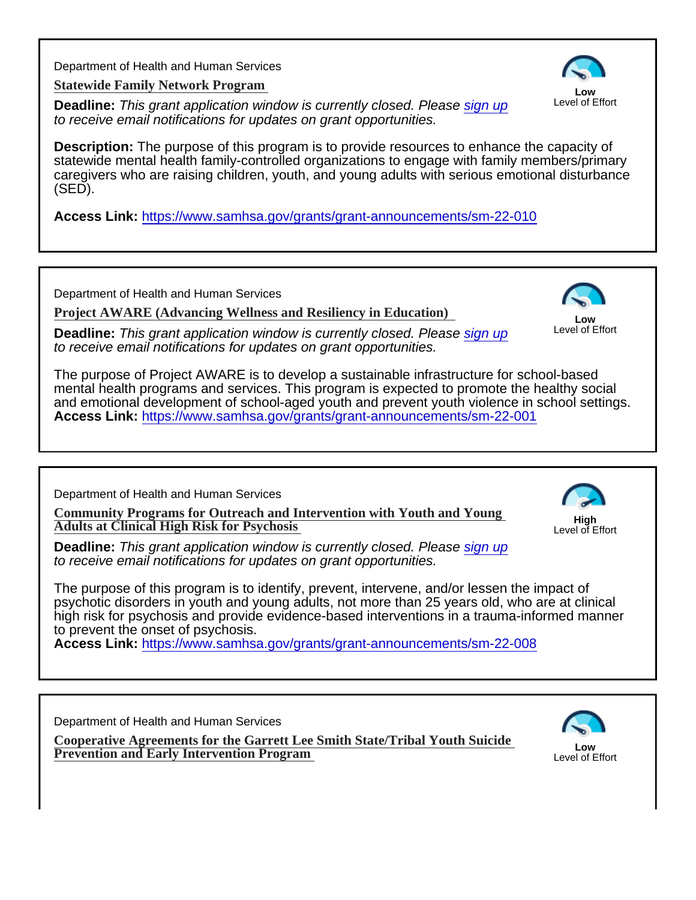Department of Health and Human Services

**Statewide Family Network Program**

Low
Level of Effort

**Deadline:** *This grant application window is currently closed. Please sign up to receive email notifications for updates on grant opportunities.*

**Description:** The purpose of this program is to provide resources to enhance the capacity of statewide mental health family-controlled organizations to engage with family members/primary caregivers who are raising children, youth, and young adults with serious emotional disturbance (SED).

**Access Link:** https://www.samhsa.gov/grants/grant-announcements/sm-22-010

---

Department of Health and Human Services

**Project AWARE (Advancing Wellness and Resiliency in Education)**

Low
Level of Effort

**Deadline:** *This grant application window is currently closed. Please sign up to receive email notifications for updates on grant opportunities.*

The purpose of Project AWARE is to develop a sustainable infrastructure for school-based mental health programs and services. This program is expected to promote the healthy social and emotional development of school-aged youth and prevent youth violence in school settings.
**Access Link:** https://www.samhsa.gov/grants/grant-announcements/sm-22-001

---

Department of Health and Human Services

**Community Programs for Outreach and Intervention with Youth and Young Adults at Clinical High Risk for Psychosis**

High
Level of Effort

**Deadline:** *This grant application window is currently closed. Please sign up to receive email notifications for updates on grant opportunities.*

The purpose of this program is to identify, prevent, intervene, and/or lessen the impact of psychotic disorders in youth and young adults, not more than 25 years old, who are at clinical high risk for psychosis and provide evidence-based interventions in a trauma-informed manner to prevent the onset of psychosis.
**Access Link:** https://www.samhsa.gov/grants/grant-announcements/sm-22-008

---

Department of Health and Human Services

**Cooperative Agreements for the Garrett Lee Smith State/Tribal Youth Suicide Prevention and Early Intervention Program**

Low
Level of Effort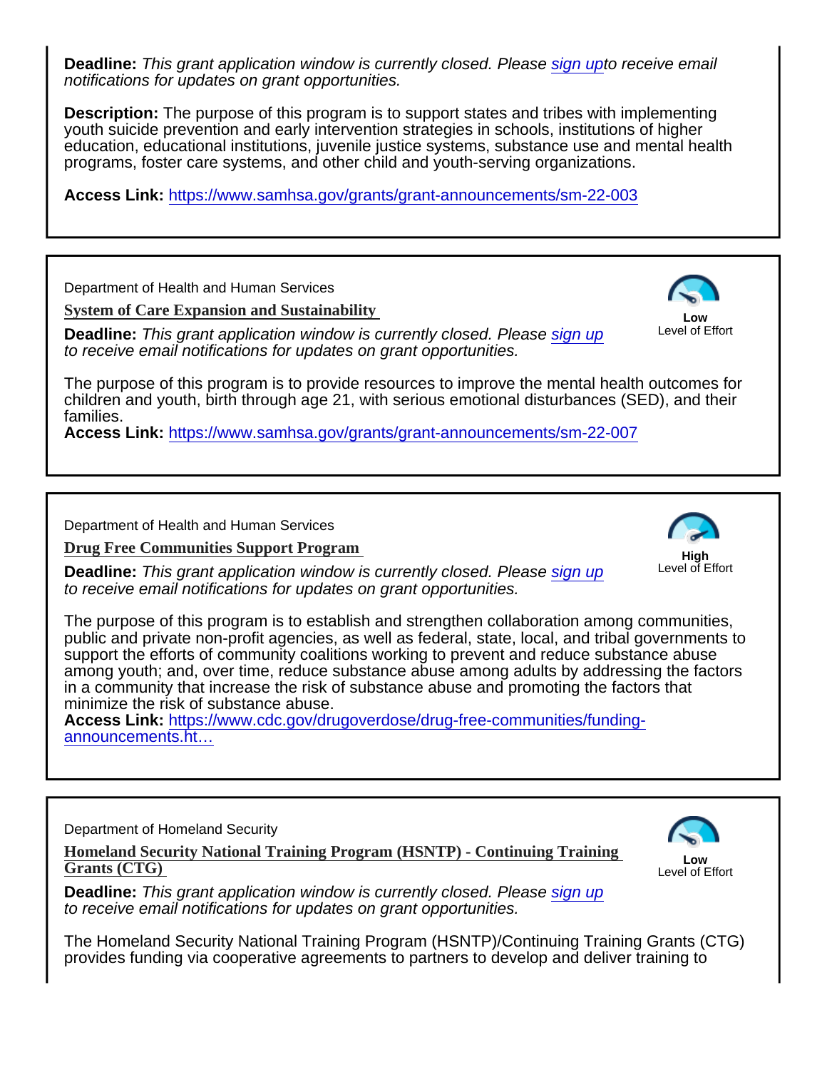**Deadline:** *This grant application window is currently closed. Please sign upto receive email notifications for updates on grant opportunities.*

**Description:** The purpose of this program is to support states and tribes with implementing youth suicide prevention and early intervention strategies in schools, institutions of higher education, educational institutions, juvenile justice systems, substance use and mental health programs, foster care systems, and other child and youth-serving organizations.

**Access Link:** https://www.samhsa.gov/grants/grant-announcements/sm-22-003

---

Department of Health and Human Services

### System of Care Expansion and Sustainability

**Low** Level of Effort

**Deadline:** *This grant application window is currently closed. Please sign up to receive email notifications for updates on grant opportunities.*

The purpose of this program is to provide resources to improve the mental health outcomes for children and youth, birth through age 21, with serious emotional disturbances (SED), and their families.

**Access Link:** https://www.samhsa.gov/grants/grant-announcements/sm-22-007

---

Department of Health and Human Services

### Drug Free Communities Support Program

**High** Level of Effort

**Deadline:** *This grant application window is currently closed. Please sign up to receive email notifications for updates on grant opportunities.*

The purpose of this program is to establish and strengthen collaboration among communities, public and private non-profit agencies, as well as federal, state, local, and tribal governments to support the efforts of community coalitions working to prevent and reduce substance abuse among youth; and, over time, reduce substance abuse among adults by addressing the factors in a community that increase the risk of substance abuse and promoting the factors that minimize the risk of substance abuse.

**Access Link:** https://www.cdc.gov/drugoverdose/drug-free-communities/funding-announcements.ht…

---

Department of Homeland Security

### Homeland Security National Training Program (HSNTP) - Continuing Training Grants (CTG)

**Low** Level of Effort

**Deadline:** *This grant application window is currently closed. Please sign up to receive email notifications for updates on grant opportunities.*

The Homeland Security National Training Program (HSNTP)/Continuing Training Grants (CTG) provides funding via cooperative agreements to partners to develop and deliver training to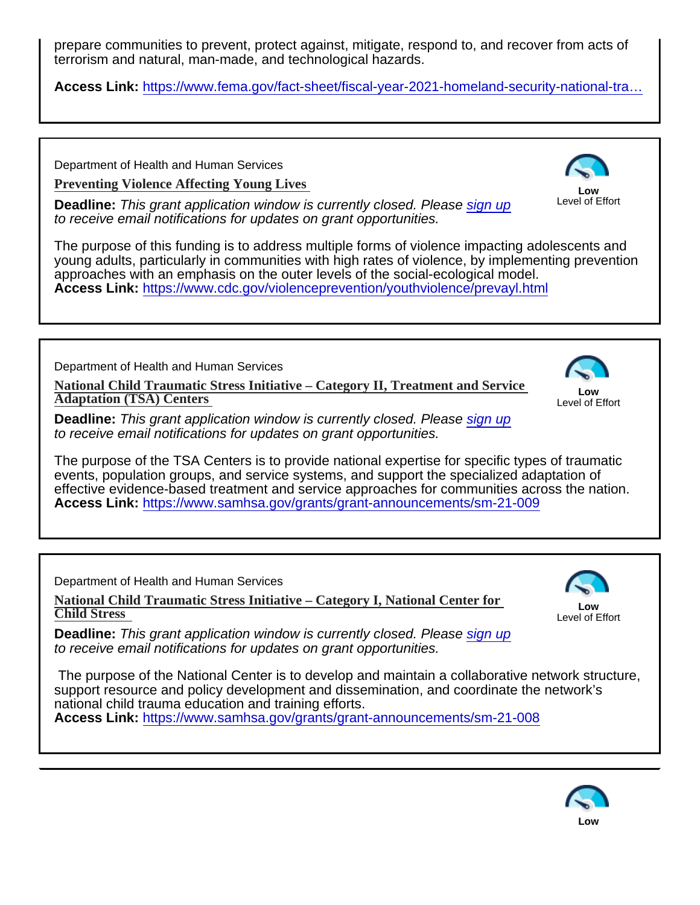prepare communities to prevent, protect against, mitigate, respond to, and recover from acts of terrorism and natural, man-made, and technological hazards.

**Access Link:** https://www.fema.gov/fact-sheet/fiscal-year-2021-homeland-security-national-tra…

---

Department of Health and Human Services

**Preventing Violence Affecting Young Lives**

**Low** Level of Effort

**Deadline:** *This grant application window is currently closed. Please sign up to receive email notifications for updates on grant opportunities.*

The purpose of this funding is to address multiple forms of violence impacting adolescents and young adults, particularly in communities with high rates of violence, by implementing prevention approaches with an emphasis on the outer levels of the social-ecological model.

**Access Link:** https://www.cdc.gov/violenceprevention/youthviolence/prevayl.html

---

Department of Health and Human Services

**National Child Traumatic Stress Initiative – Category II, Treatment and Service Adaptation (TSA) Centers**

**Low** Level of Effort

**Deadline:** *This grant application window is currently closed. Please sign up to receive email notifications for updates on grant opportunities.*

The purpose of the TSA Centers is to provide national expertise for specific types of traumatic events, population groups, and service systems, and support the specialized adaptation of effective evidence-based treatment and service approaches for communities across the nation.

**Access Link:** https://www.samhsa.gov/grants/grant-announcements/sm-21-009

---

Department of Health and Human Services

**National Child Traumatic Stress Initiative – Category I, National Center for Child Stress**

**Low** Level of Effort

**Deadline:** *This grant application window is currently closed. Please sign up to receive email notifications for updates on grant opportunities.*

The purpose of the National Center is to develop and maintain a collaborative network structure, support resource and policy development and dissemination, and coordinate the network's national child trauma education and training efforts.

**Access Link:** https://www.samhsa.gov/grants/grant-announcements/sm-21-008

---

**Low**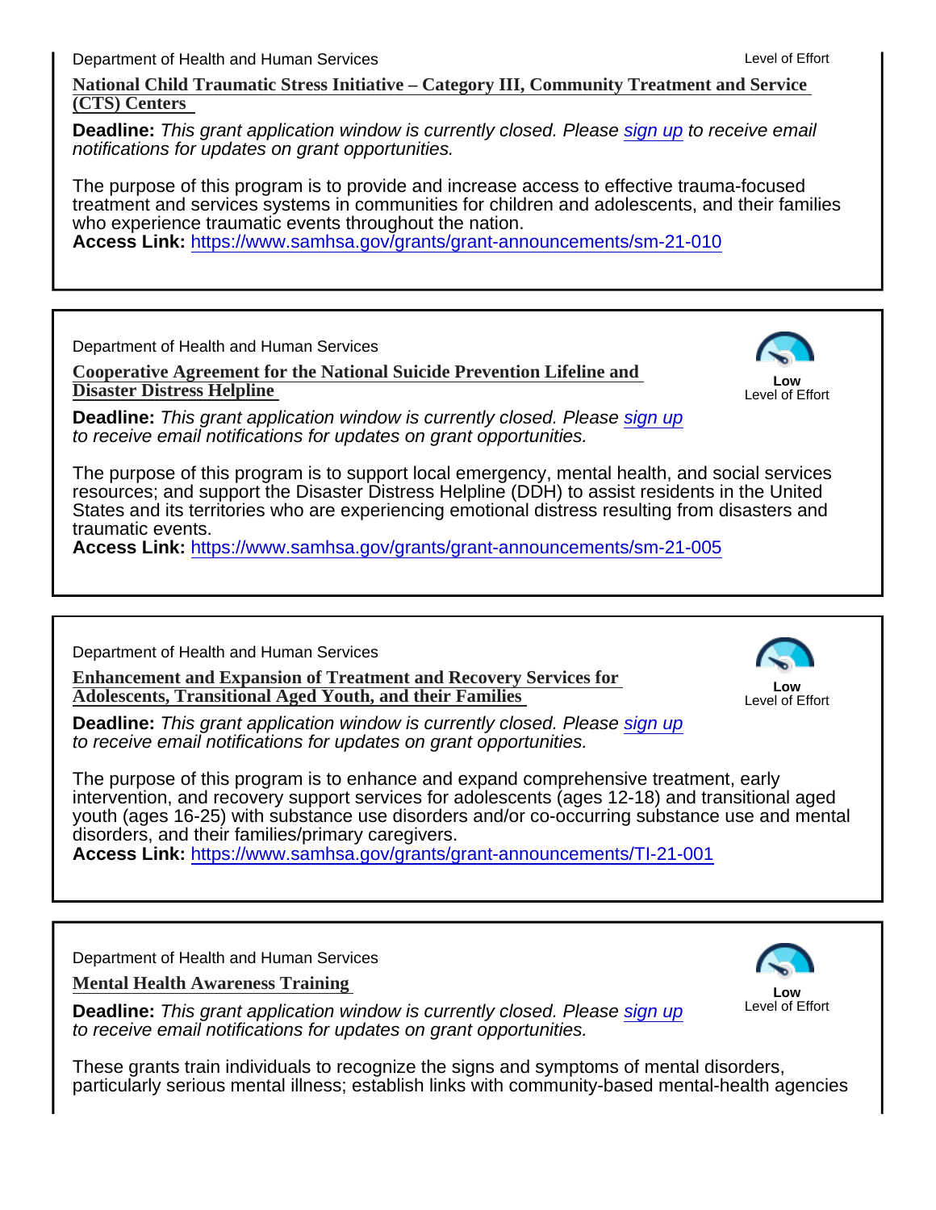Department of Health and Human Services

Level of Effort

**National Child Traumatic Stress Initiative – Category III, Community Treatment and Service (CTS) Centers**

**Deadline:** *This grant application window is currently closed. Please sign up to receive email notifications for updates on grant opportunities.*

The purpose of this program is to provide and increase access to effective trauma-focused treatment and services systems in communities for children and adolescents, and their families who experience traumatic events throughout the nation.
**Access Link:** https://www.samhsa.gov/grants/grant-announcements/sm-21-010

---

Department of Health and Human Services

**Low**
Level of Effort

**Cooperative Agreement for the National Suicide Prevention Lifeline and Disaster Distress Helpline**

**Deadline:** *This grant application window is currently closed. Please sign up to receive email notifications for updates on grant opportunities.*

The purpose of this program is to support local emergency, mental health, and social services resources; and support the Disaster Distress Helpline (DDH) to assist residents in the United States and its territories who are experiencing emotional distress resulting from disasters and traumatic events.
**Access Link:** https://www.samhsa.gov/grants/grant-announcements/sm-21-005

---

Department of Health and Human Services

**Low**
Level of Effort

**Enhancement and Expansion of Treatment and Recovery Services for Adolescents, Transitional Aged Youth, and their Families**

**Deadline:** *This grant application window is currently closed. Please sign up to receive email notifications for updates on grant opportunities.*

The purpose of this program is to enhance and expand comprehensive treatment, early intervention, and recovery support services for adolescents (ages 12-18) and transitional aged youth (ages 16-25) with substance use disorders and/or co-occurring substance use and mental disorders, and their families/primary caregivers.
**Access Link:** https://www.samhsa.gov/grants/grant-announcements/TI-21-001

---

Department of Health and Human Services

**Low**
Level of Effort

**Mental Health Awareness Training**

**Deadline:** *This grant application window is currently closed. Please sign up to receive email notifications for updates on grant opportunities.*

These grants train individuals to recognize the signs and symptoms of mental disorders, particularly serious mental illness; establish links with community-based mental-health agencies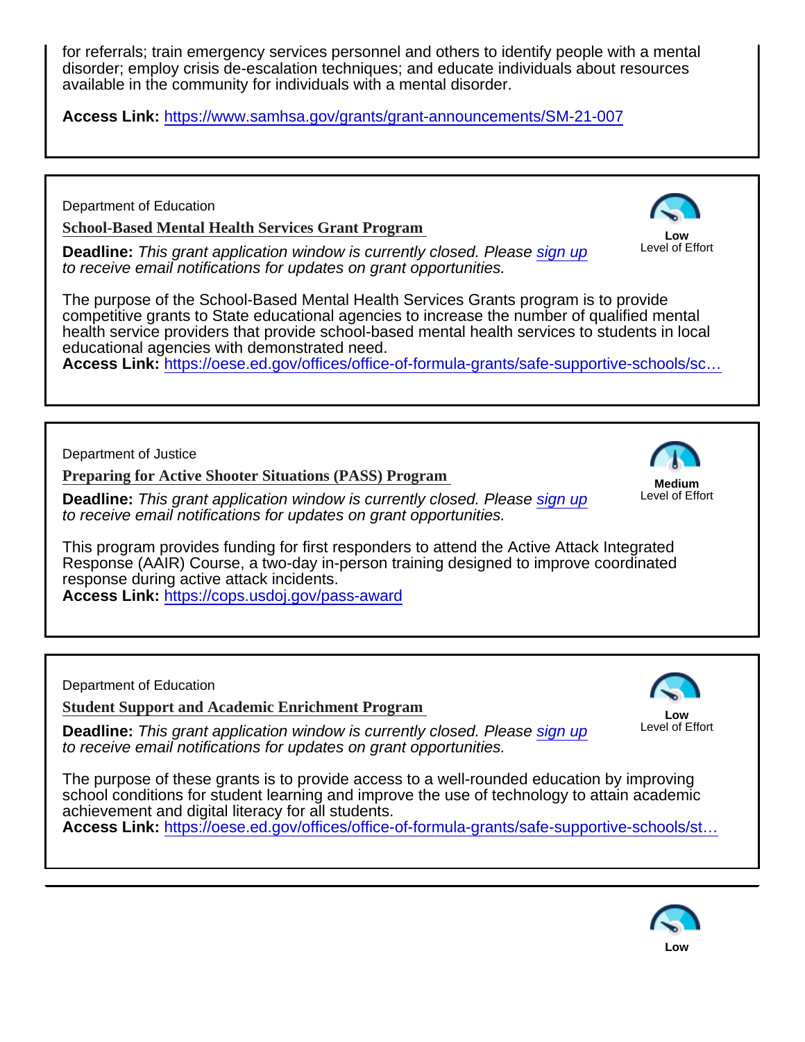for referrals; train emergency services personnel and others to identify people with a mental disorder; employ crisis de-escalation techniques; and educate individuals about resources available in the community for individuals with a mental disorder.

**Access Link:** https://www.samhsa.gov/grants/grant-announcements/SM-21-007

---

Department of Education

### School-Based Mental Health Services Grant Program

**Low** Level of Effort

**Deadline:** *This grant application window is currently closed. Please sign up to receive email notifications for updates on grant opportunities.*

The purpose of the School-Based Mental Health Services Grants program is to provide competitive grants to State educational agencies to increase the number of qualified mental health service providers that provide school-based mental health services to students in local educational agencies with demonstrated need.

**Access Link:** https://oese.ed.gov/offices/office-of-formula-grants/safe-supportive-schools/sc…

---

Department of Justice

### Preparing for Active Shooter Situations (PASS) Program

**Medium** Level of Effort

**Deadline:** *This grant application window is currently closed. Please sign up to receive email notifications for updates on grant opportunities.*

This program provides funding for first responders to attend the Active Attack Integrated Response (AAIR) Course, a two-day in-person training designed to improve coordinated response during active attack incidents.

**Access Link:** https://cops.usdoj.gov/pass-award

---

Department of Education

### Student Support and Academic Enrichment Program

**Low** Level of Effort

**Deadline:** *This grant application window is currently closed. Please sign up to receive email notifications for updates on grant opportunities.*

The purpose of these grants is to provide access to a well-rounded education by improving school conditions for student learning and improve the use of technology to attain academic achievement and digital literacy for all students.

**Access Link:** https://oese.ed.gov/offices/office-of-formula-grants/safe-supportive-schools/st…

---

**Low**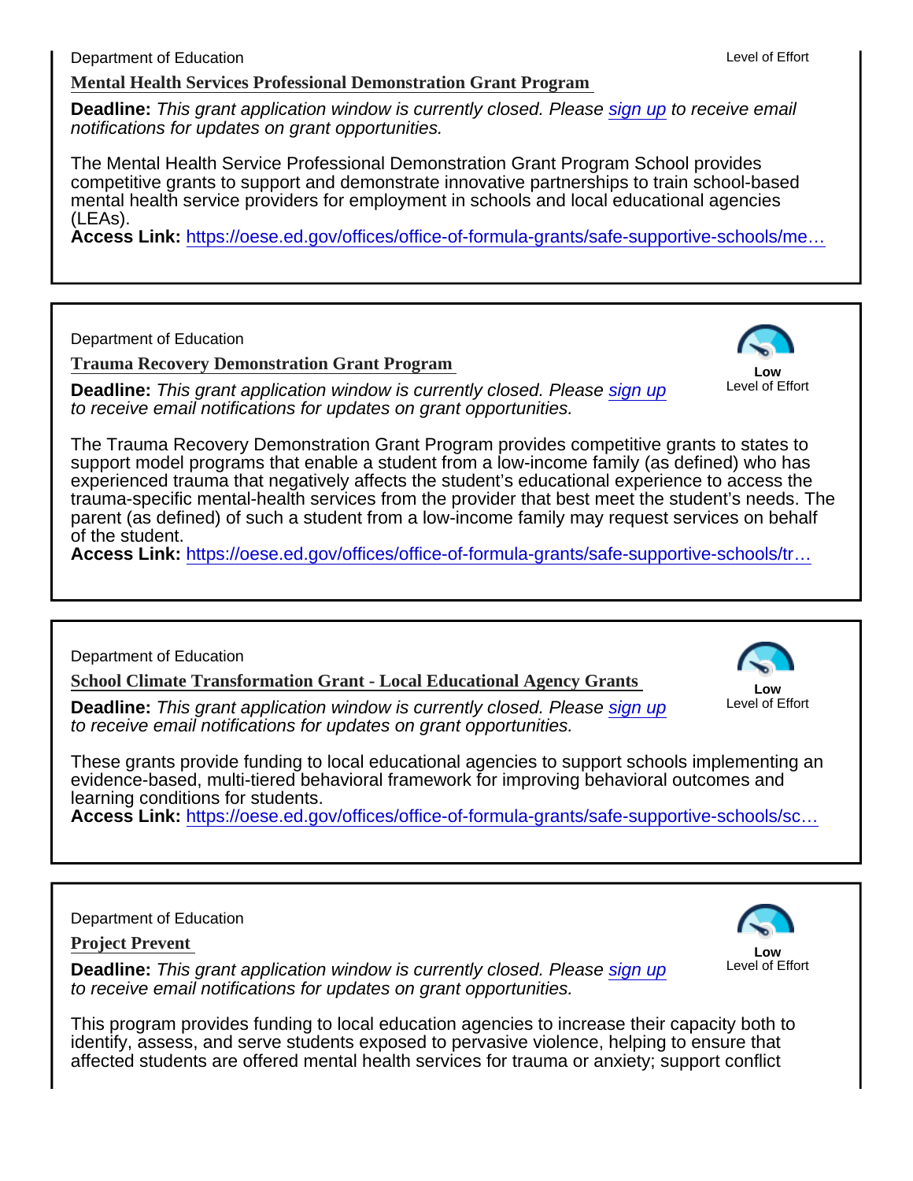Department of Education

Level of Effort

### Mental Health Services Professional Demonstration Grant Program

**Deadline:** *This grant application window is currently closed. Please sign up to receive email notifications for updates on grant opportunities.*

The Mental Health Service Professional Demonstration Grant Program School provides competitive grants to support and demonstrate innovative partnerships to train school-based mental health service providers for employment in schools and local educational agencies (LEAs).

**Access Link:** https://oese.ed.gov/offices/office-of-formula-grants/safe-supportive-schools/me…

---

Department of Education

### Trauma Recovery Demonstration Grant Program

**Low**
Level of Effort

**Deadline:** *This grant application window is currently closed. Please sign up to receive email notifications for updates on grant opportunities.*

The Trauma Recovery Demonstration Grant Program provides competitive grants to states to support model programs that enable a student from a low-income family (as defined) who has experienced trauma that negatively affects the student's educational experience to access the trauma-specific mental-health services from the provider that best meet the student's needs. The parent (as defined) of such a student from a low-income family may request services on behalf of the student.

**Access Link:** https://oese.ed.gov/offices/office-of-formula-grants/safe-supportive-schools/tr…

---

Department of Education

### School Climate Transformation Grant - Local Educational Agency Grants

**Low**
Level of Effort

**Deadline:** *This grant application window is currently closed. Please sign up to receive email notifications for updates on grant opportunities.*

These grants provide funding to local educational agencies to support schools implementing an evidence-based, multi-tiered behavioral framework for improving behavioral outcomes and learning conditions for students.

**Access Link:** https://oese.ed.gov/offices/office-of-formula-grants/safe-supportive-schools/sc…

---

Department of Education

### Project Prevent

**Low**
Level of Effort

**Deadline:** *This grant application window is currently closed. Please sign up to receive email notifications for updates on grant opportunities.*

This program provides funding to local education agencies to increase their capacity both to identify, assess, and serve students exposed to pervasive violence, helping to ensure that affected students are offered mental health services for trauma or anxiety; support conflict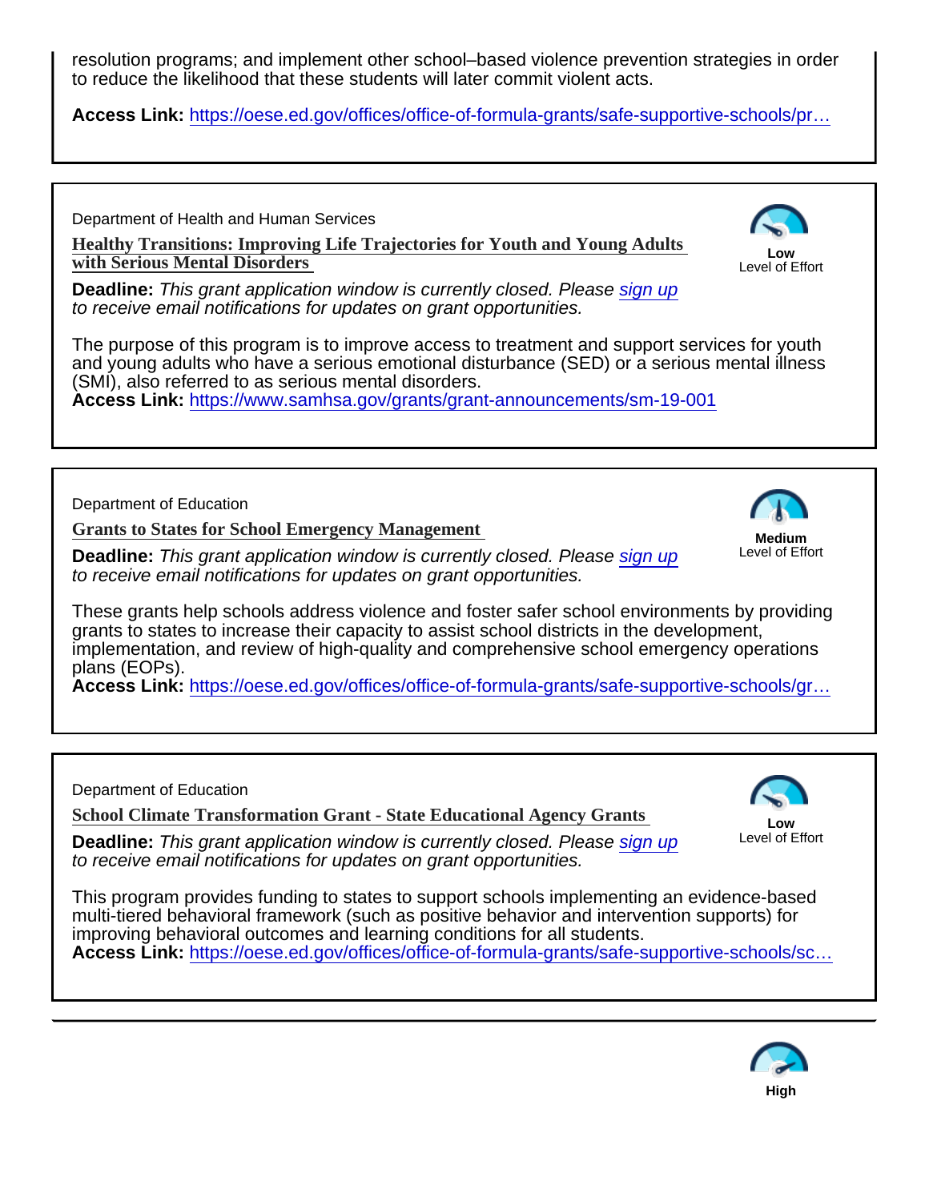resolution programs; and implement other school–based violence prevention strategies in order to reduce the likelihood that these students will later commit violent acts.

**Access Link:** https://oese.ed.gov/offices/office-of-formula-grants/safe-supportive-schools/pr…

---

Department of Health and Human Services

**Healthy Transitions: Improving Life Trajectories for Youth and Young Adults with Serious Mental Disorders**

**Low**
Level of Effort

**Deadline:** *This grant application window is currently closed. Please sign up to receive email notifications for updates on grant opportunities.*

The purpose of this program is to improve access to treatment and support services for youth and young adults who have a serious emotional disturbance (SED) or a serious mental illness (SMI), also referred to as serious mental disorders.

**Access Link:** https://www.samhsa.gov/grants/grant-announcements/sm-19-001

---

Department of Education

**Grants to States for School Emergency Management**

**Medium**
Level of Effort

**Deadline:** *This grant application window is currently closed. Please sign up to receive email notifications for updates on grant opportunities.*

These grants help schools address violence and foster safer school environments by providing grants to states to increase their capacity to assist school districts in the development, implementation, and review of high-quality and comprehensive school emergency operations plans (EOPs).

**Access Link:** https://oese.ed.gov/offices/office-of-formula-grants/safe-supportive-schools/gr…

---

Department of Education

**School Climate Transformation Grant - State Educational Agency Grants**

**Low**
Level of Effort

**Deadline:** *This grant application window is currently closed. Please sign up to receive email notifications for updates on grant opportunities.*

This program provides funding to states to support schools implementing an evidence-based multi-tiered behavioral framework (such as positive behavior and intervention supports) for improving behavioral outcomes and learning conditions for all students.

**Access Link:** https://oese.ed.gov/offices/office-of-formula-grants/safe-supportive-schools/sc…

---

**High**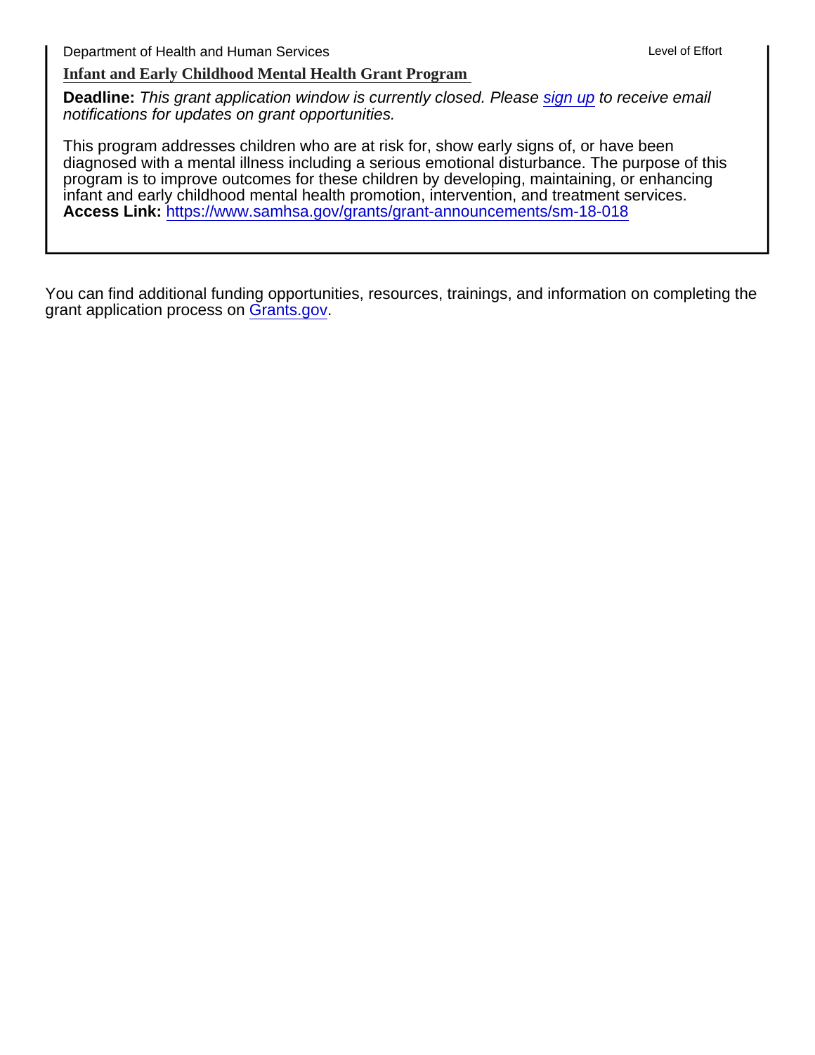Department of Health and Human Services

Level of Effort

**Infant and Early Childhood Mental Health Grant Program**

**Deadline:** *This grant application window is currently closed. Please sign up to receive email notifications for updates on grant opportunities.*

This program addresses children who are at risk for, show early signs of, or have been diagnosed with a mental illness including a serious emotional disturbance. The purpose of this program is to improve outcomes for these children by developing, maintaining, or enhancing infant and early childhood mental health promotion, intervention, and treatment services.
**Access Link:** https://www.samhsa.gov/grants/grant-announcements/sm-18-018

You can find additional funding opportunities, resources, trainings, and information on completing the grant application process on Grants.gov.